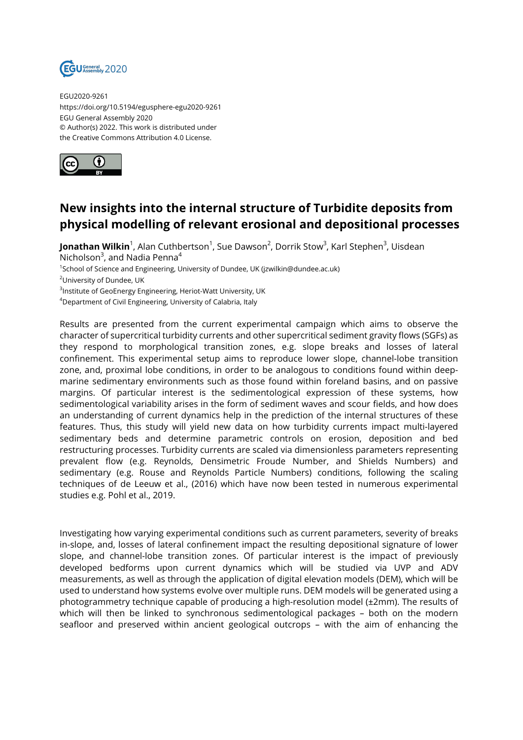EGU2020-9261
https://doi.org/10.5194/egusphere-egu2020-9261
EGU General Assembly 2020
© Author(s) 2022. This work is distributed under
the Creative Commons Attribution 4.0 License.

# New insights into the internal structure of Turbidite deposits from physical modelling of relevant erosional and depositional processes

**Jonathan Wilkin**[1], Alan Cuthbertson[1], Sue Dawson[2], Dorrik Stow[3], Karl Stephen[3], Uisdean Nicholson[3], and Nadia Penna[4]

[1]School of Science and Engineering, University of Dundee, UK (jzwilkin@dundee.ac.uk)
[2]University of Dundee, UK
[3]Institute of GeoEnergy Engineering, Heriot-Watt University, UK
[4]Department of Civil Engineering, University of Calabria, Italy

Results are presented from the current experimental campaign which aims to observe the character of supercritical turbidity currents and other supercritical sediment gravity flows (SGFs) as they respond to morphological transition zones, e.g. slope breaks and losses of lateral confinement. This experimental setup aims to reproduce lower slope, channel-lobe transition zone, and, proximal lobe conditions, in order to be analogous to conditions found within deep-marine sedimentary environments such as those found within foreland basins, and on passive margins. Of particular interest is the sedimentological expression of these systems, how sedimentological variability arises in the form of sediment waves and scour fields, and how does an understanding of current dynamics help in the prediction of the internal structures of these features. Thus, this study will yield new data on how turbidity currents impact multi-layered sedimentary beds and determine parametric controls on erosion, deposition and bed restructuring processes. Turbidity currents are scaled via dimensionless parameters representing prevalent flow (e.g. Reynolds, Densimetric Froude Number, and Shields Numbers) and sedimentary (e.g. Rouse and Reynolds Particle Numbers) conditions, following the scaling techniques of de Leeuw et al., (2016) which have now been tested in numerous experimental studies e.g. Pohl et al., 2019.

Investigating how varying experimental conditions such as current parameters, severity of breaks in-slope, and, losses of lateral confinement impact the resulting depositional signature of lower slope, and channel-lobe transition zones. Of particular interest is the impact of previously developed bedforms upon current dynamics which will be studied via UVP and ADV measurements, as well as through the application of digital elevation models (DEM), which will be used to understand how systems evolve over multiple runs. DEM models will be generated using a photogrammetry technique capable of producing a high-resolution model (±2mm). The results of which will then be linked to synchronous sedimentological packages – both on the modern seafloor and preserved within ancient geological outcrops – with the aim of enhancing the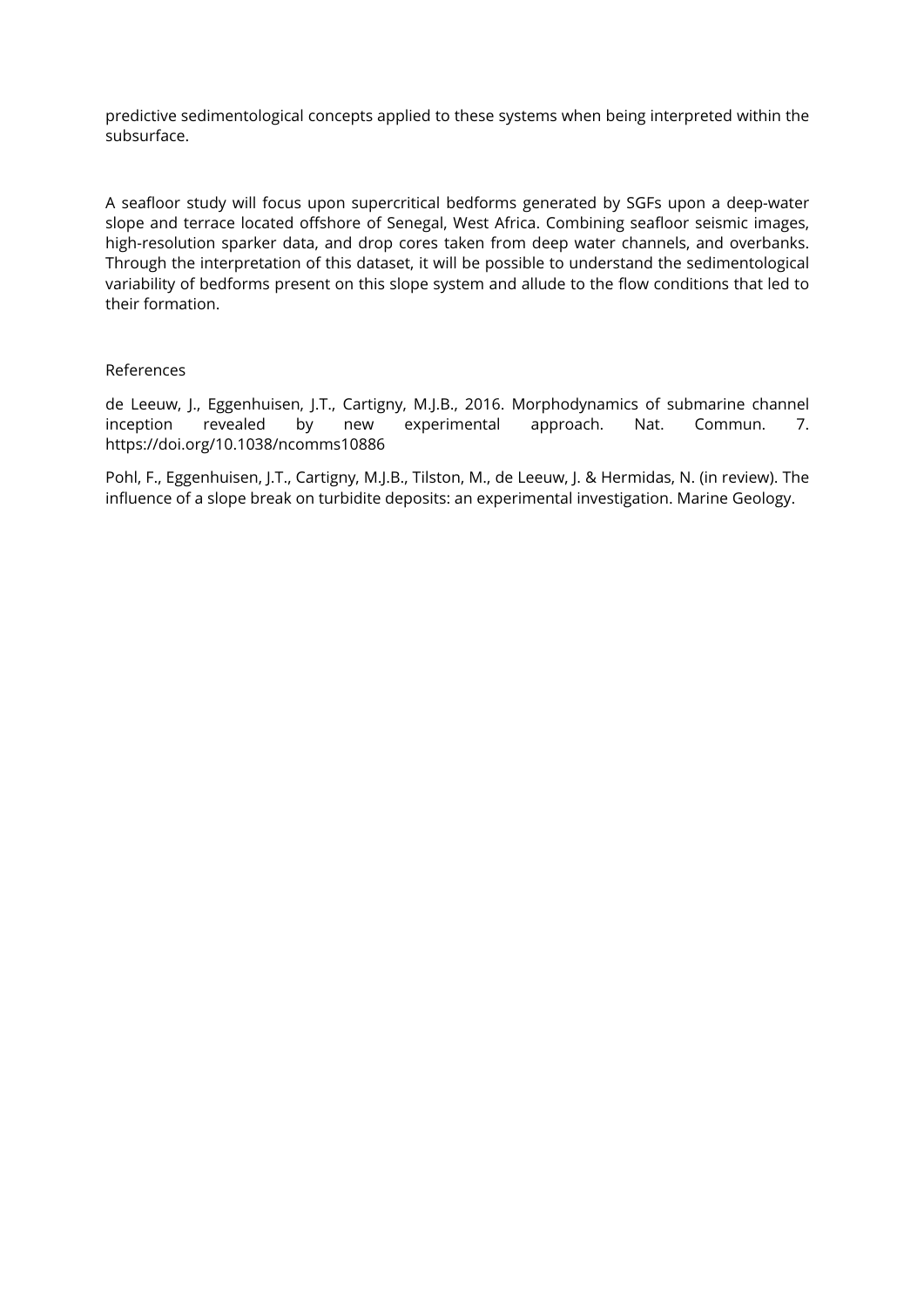predictive sedimentological concepts applied to these systems when being interpreted within the subsurface.

A seafloor study will focus upon supercritical bedforms generated by SGFs upon a deep-water slope and terrace located offshore of Senegal, West Africa. Combining seafloor seismic images, high-resolution sparker data, and drop cores taken from deep water channels, and overbanks. Through the interpretation of this dataset, it will be possible to understand the sedimentological variability of bedforms present on this slope system and allude to the flow conditions that led to their formation.

References

de Leeuw, J., Eggenhuisen, J.T., Cartigny, M.J.B., 2016. Morphodynamics of submarine channel inception revealed by new experimental approach. Nat. Commun. 7. https://doi.org/10.1038/ncomms10886

Pohl, F., Eggenhuisen, J.T., Cartigny, M.J.B., Tilston, M., de Leeuw, J. & Hermidas, N. (in review). The influence of a slope break on turbidite deposits: an experimental investigation. Marine Geology.